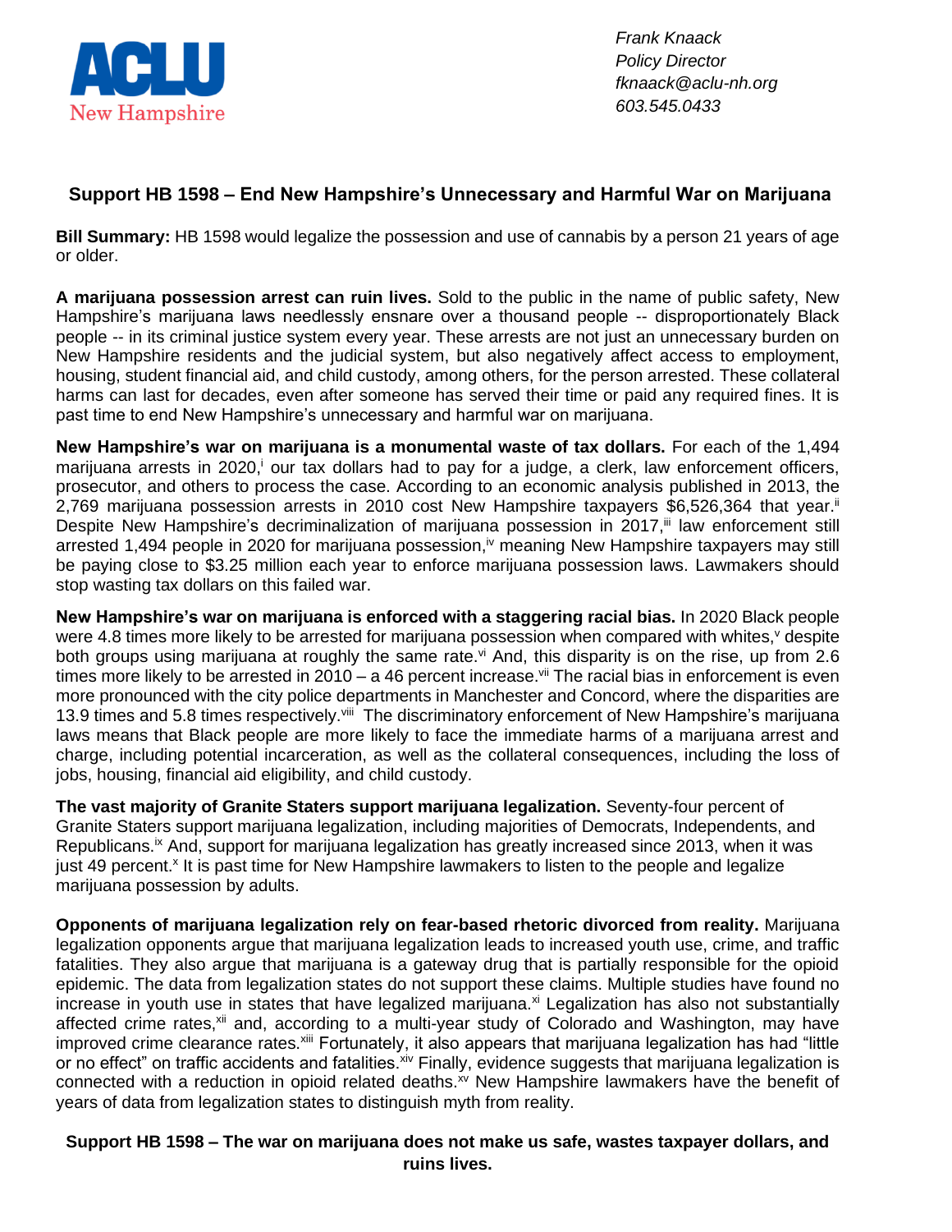ACLU New Hampshire

*Frank Knaack*
*Policy Director*
*fknaack@aclu-nh.org*
*603.545.0433*

## Support HB 1598 – End New Hampshire's Unnecessary and Harmful War on Marijuana

**Bill Summary:** HB 1598 would legalize the possession and use of cannabis by a person 21 years of age or older.

**A marijuana possession arrest can ruin lives.** Sold to the public in the name of public safety, New Hampshire's marijuana laws needlessly ensnare over a thousand people -- disproportionately Black people -- in its criminal justice system every year. These arrests are not just an unnecessary burden on New Hampshire residents and the judicial system, but also negatively affect access to employment, housing, student financial aid, and child custody, among others, for the person arrested. These collateral harms can last for decades, even after someone has served their time or paid any required fines. It is past time to end New Hampshire's unnecessary and harmful war on marijuana.

**New Hampshire's war on marijuana is a monumental waste of tax dollars.** For each of the 1,494 marijuana arrests in 2020,[i] our tax dollars had to pay for a judge, a clerk, law enforcement officers, prosecutor, and others to process the case. According to an economic analysis published in 2013, the 2,769 marijuana possession arrests in 2010 cost New Hampshire taxpayers $6,526,364 that year.[ii] Despite New Hampshire's decriminalization of marijuana possession in 2017,[iii] law enforcement still arrested 1,494 people in 2020 for marijuana possession,[iv] meaning New Hampshire taxpayers may still be paying close to $3.25 million each year to enforce marijuana possession laws. Lawmakers should stop wasting tax dollars on this failed war.

**New Hampshire's war on marijuana is enforced with a staggering racial bias.** In 2020 Black people were 4.8 times more likely to be arrested for marijuana possession when compared with whites,[v] despite both groups using marijuana at roughly the same rate.[vi] And, this disparity is on the rise, up from 2.6 times more likely to be arrested in 2010 – a 46 percent increase.[vii] The racial bias in enforcement is even more pronounced with the city police departments in Manchester and Concord, where the disparities are 13.9 times and 5.8 times respectively.[viii] The discriminatory enforcement of New Hampshire's marijuana laws means that Black people are more likely to face the immediate harms of a marijuana arrest and charge, including potential incarceration, as well as the collateral consequences, including the loss of jobs, housing, financial aid eligibility, and child custody.

**The vast majority of Granite Staters support marijuana legalization.** Seventy-four percent of Granite Staters support marijuana legalization, including majorities of Democrats, Independents, and Republicans.[ix] And, support for marijuana legalization has greatly increased since 2013, when it was just 49 percent.[x] It is past time for New Hampshire lawmakers to listen to the people and legalize marijuana possession by adults.

**Opponents of marijuana legalization rely on fear-based rhetoric divorced from reality.** Marijuana legalization opponents argue that marijuana legalization leads to increased youth use, crime, and traffic fatalities. They also argue that marijuana is a gateway drug that is partially responsible for the opioid epidemic. The data from legalization states do not support these claims. Multiple studies have found no increase in youth use in states that have legalized marijuana.[xi] Legalization has also not substantially affected crime rates,[xii] and, according to a multi-year study of Colorado and Washington, may have improved crime clearance rates.[xiii] Fortunately, it also appears that marijuana legalization has had "little or no effect" on traffic accidents and fatalities.[xiv] Finally, evidence suggests that marijuana legalization is connected with a reduction in opioid related deaths.[xv] New Hampshire lawmakers have the benefit of years of data from legalization states to distinguish myth from reality.

**Support HB 1598 – The war on marijuana does not make us safe, wastes taxpayer dollars, and ruins lives.**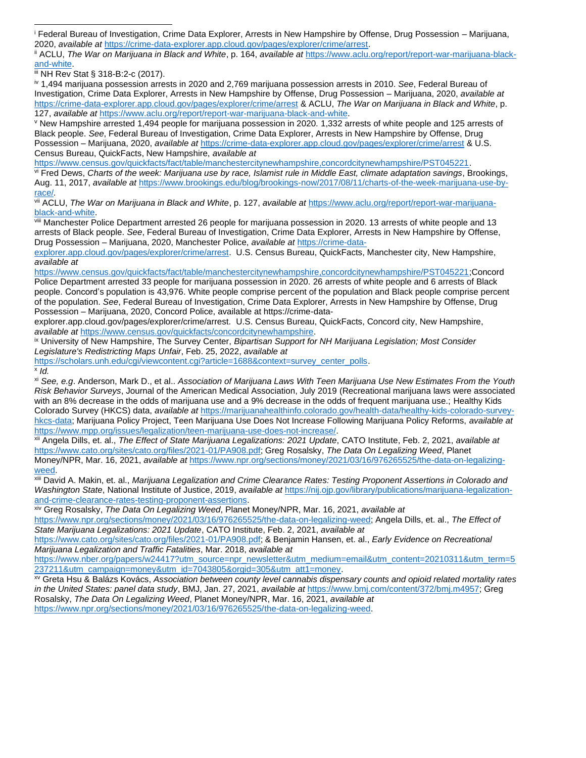[i] Federal Bureau of Investigation, Crime Data Explorer, Arrests in New Hampshire by Offense, Drug Possession – Marijuana, 2020, *available at* https://crime-data-explorer.app.cloud.gov/pages/explorer/crime/arrest.

[ii] ACLU, *The War on Marijuana in Black and White*, p. 164, *available at* https://www.aclu.org/report/report-war-marijuana-black-and-white.

[iii] NH Rev Stat § 318-B:2-c (2017).

[iv] 1,494 marijuana possession arrests in 2020 and 2,769 marijuana possession arrests in 2010. *See*, Federal Bureau of Investigation, Crime Data Explorer, Arrests in New Hampshire by Offense, Drug Possession – Marijuana, 2020, *available at* https://crime-data-explorer.app.cloud.gov/pages/explorer/crime/arrest & ACLU, *The War on Marijuana in Black and White*, p. 127, *available at* https://www.aclu.org/report/report-war-marijuana-black-and-white.

[v] New Hampshire arrested 1,494 people for marijuana possession in 2020. 1,332 arrests of white people and 125 arrests of Black people. *See*, Federal Bureau of Investigation, Crime Data Explorer, Arrests in New Hampshire by Offense, Drug Possession – Marijuana, 2020, *available at* https://crime-data-explorer.app.cloud.gov/pages/explorer/crime/arrest & U.S. Census Bureau, QuickFacts, New Hampshire, *available at* https://www.census.gov/quickfacts/fact/table/manchestercitynewhampshire,concordcitynewhampshire/PST045221.

[vi] Fred Dews, *Charts of the week: Marijuana use by race, Islamist rule in Middle East, climate adaptation savings*, Brookings, Aug. 11, 2017, *available at* https://www.brookings.edu/blog/brookings-now/2017/08/11/charts-of-the-week-marijuana-use-by-race/.

[vii] ACLU, *The War on Marijuana in Black and White*, p. 127, *available at* https://www.aclu.org/report/report-war-marijuana-black-and-white.

[viii] Manchester Police Department arrested 26 people for marijuana possession in 2020. 13 arrests of white people and 13 arrests of Black people. *See*, Federal Bureau of Investigation, Crime Data Explorer, Arrests in New Hampshire by Offense, Drug Possession – Marijuana, 2020, Manchester Police, *available at* https://crime-data-explorer.app.cloud.gov/pages/explorer/crime/arrest. U.S. Census Bureau, QuickFacts, Manchester city, New Hampshire, *available at* https://www.census.gov/quickfacts/fact/table/manchestercitynewhampshire,concordcitynewhampshire/PST045221;Concord Police Department arrested 33 people for marijuana possession in 2020. 26 arrests of white people and 6 arrests of Black people. Concord's population is 43,976. White people comprise percent of the population and Black people comprise percent of the population. *See*, Federal Bureau of Investigation, Crime Data Explorer, Arrests in New Hampshire by Offense, Drug Possession – Marijuana, 2020, Concord Police, available at https://crime-data-explorer.app.cloud.gov/pages/explorer/crime/arrest. U.S. Census Bureau, QuickFacts, Concord city, New Hampshire, *available at* https://www.census.gov/quickfacts/concordcitynewhampshire.

[ix] University of New Hampshire, The Survey Center, *Bipartisan Support for NH Marijuana Legislation; Most Consider Legislature's Redistricting Maps Unfair*, Feb. 25, 2022, *available at* https://scholars.unh.edu/cgi/viewcontent.cgi?article=1688&context=survey_center_polls.

[x] *Id.*

[xi] *See, e.g*. Anderson, Mark D., et al.. *Association of Marijuana Laws With Teen Marijuana Use New Estimates From the Youth Risk Behavior Surveys*, Journal of the American Medical Association, July 2019 (Recreational marijuana laws were associated with an 8% decrease in the odds of marijuana use and a 9% decrease in the odds of frequent marijuana use.; Healthy Kids Colorado Survey (HKCS) data, *available at* https://marijuanahealthinfo.colorado.gov/health-data/healthy-kids-colorado-survey-hkcs-data; Marijuana Policy Project, Teen Marijuana Use Does Not Increase Following Marijuana Policy Reforms, *available at* https://www.mpp.org/issues/legalization/teen-marijuana-use-does-not-increase/.

[xii] Angela Dills, et. al., *The Effect of State Marijuana Legalizations: 2021 Update*, CATO Institute, Feb. 2, 2021, *available at* https://www.cato.org/sites/cato.org/files/2021-01/PA908.pdf; Greg Rosalsky, *The Data On Legalizing Weed*, Planet Money/NPR, Mar. 16, 2021, *available at* https://www.npr.org/sections/money/2021/03/16/976265525/the-data-on-legalizing-weed.

[xiii] David A. Makin, et. al., *Marijuana Legalization and Crime Clearance Rates: Testing Proponent Assertions in Colorado and Washington State*, National Institute of Justice, 2019, *available at* https://nij.ojp.gov/library/publications/marijuana-legalization-and-crime-clearance-rates-testing-proponent-assertions.

[xiv] Greg Rosalsky, *The Data On Legalizing Weed*, Planet Money/NPR, Mar. 16, 2021, *available at* https://www.npr.org/sections/money/2021/03/16/976265525/the-data-on-legalizing-weed; Angela Dills, et. al., *The Effect of State Marijuana Legalizations: 2021 Update*, CATO Institute, Feb. 2, 2021, *available at* https://www.cato.org/sites/cato.org/files/2021-01/PA908.pdf; & Benjamin Hansen, et. al., *Early Evidence on Recreational Marijuana Legalization and Traffic Fatalities*, Mar. 2018, *available at* https://www.nber.org/papers/w24417?utm_source=npr_newsletter&utm_medium=email&utm_content=20210311&utm_term=5237211&utm_campaign=money&utm_id=7043805&orgid=305&utm_att1=money.

[xv] Greta Hsu & Balázs Kovács, *Association between county level cannabis dispensary counts and opioid related mortality rates in the United States: panel data study*, BMJ, Jan. 27, 2021, *available at* https://www.bmj.com/content/372/bmj.m4957; Greg Rosalsky, *The Data On Legalizing Weed*, Planet Money/NPR, Mar. 16, 2021, *available at* https://www.npr.org/sections/money/2021/03/16/976265525/the-data-on-legalizing-weed.